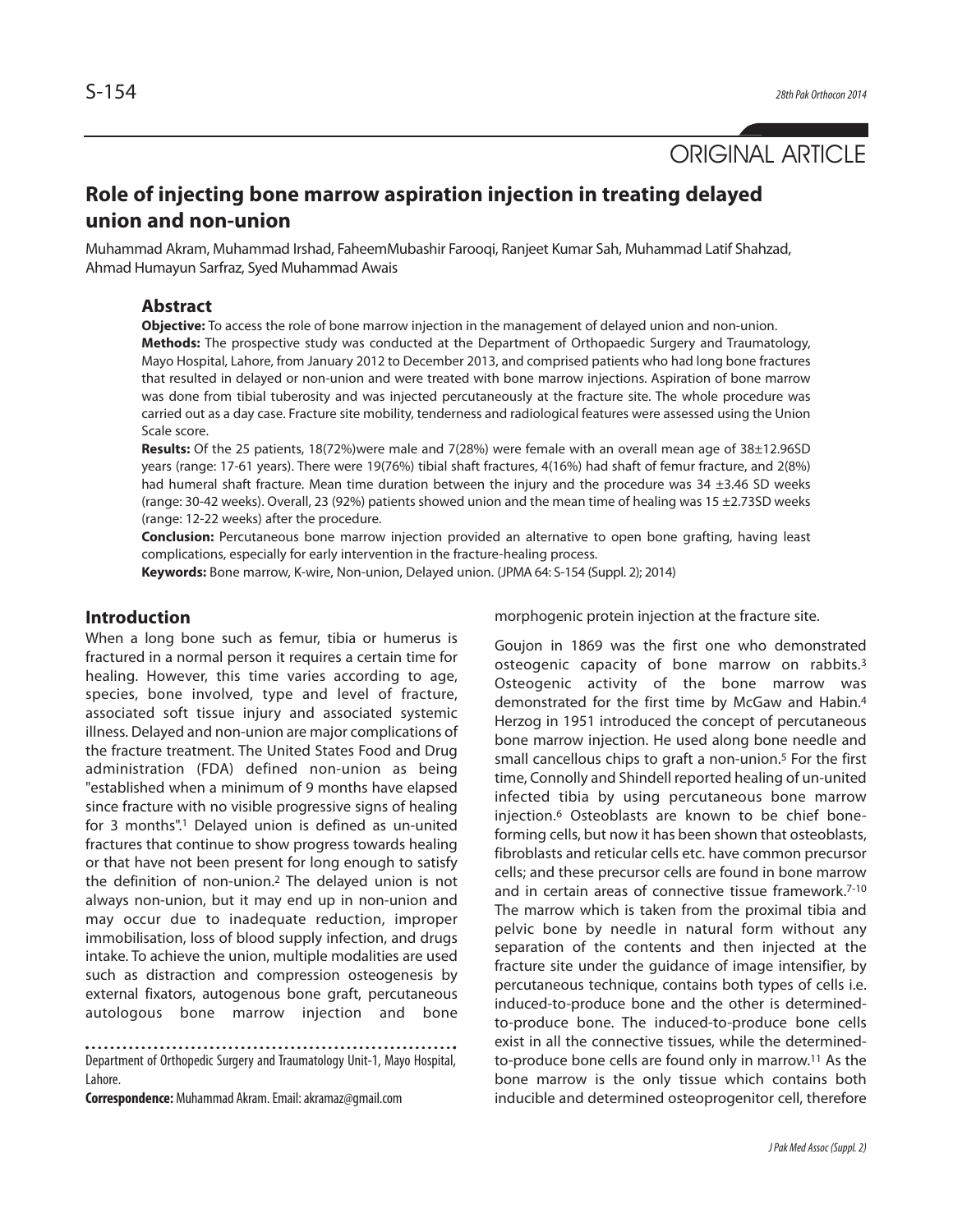ORIGINAL ARTICLE

# Role of injecting bone marrow aspiration injection in treating delayed union and non-union

Muhammad Akram, Muhammad Irshad, FaheemMubashir Farooqi, Ranjeet Kumar Sah, Muhammad Latif Shahzad, Ahmad Humayun Sarfraz, Syed Muhammad Awais

## Abstract

**Objective:** To access the role of bone marrow injection in the management of delayed union and non-union.

**Methods:** The prospective study was conducted at the Department of Orthopaedic Surgery and Traumatology, Mayo Hospital, Lahore, from January 2012 to December 2013, and comprised patients who had long bone fractures that resulted in delayed or non-union and were treated with bone marrow injections. Aspiration of bone marrow was done from tibial tuberosity and was injected percutaneously at the fracture site. The whole procedure was carried out as a day case. Fracture site mobility, tenderness and radiological features were assessed using the Union Scale score.

**Results:** Of the 25 patients, 18(72%)were male and 7(28%) were female with an overall mean age of 38±12.96SD years (range: 17-61 years). There were 19(76%) tibial shaft fractures, 4(16%) had shaft of femur fracture, and 2(8%) had humeral shaft fracture. Mean time duration between the injury and the procedure was 34 ±3.46 SD weeks (range: 30-42 weeks). Overall, 23 (92%) patients showed union and the mean time of healing was 15 ±2.73SD weeks (range: 12-22 weeks) after the procedure.

**Conclusion:** Percutaneous bone marrow injection provided an alternative to open bone grafting, having least complications, especially for early intervention in the fracture-healing process.

**Keywords:** Bone marrow, K-wire, Non-union, Delayed union. (JPMA 64: S-154 (Suppl. 2); 2014)

## Introduction

When a long bone such as femur, tibia or humerus is fractured in a normal person it requires a certain time for healing. However, this time varies according to age, species, bone involved, type and level of fracture, associated soft tissue injury and associated systemic illness. Delayed and non-union are major complications of the fracture treatment. The United States Food and Drug administration (FDA) defined non-union as being "established when a minimum of 9 months have elapsed since fracture with no visible progressive signs of healing for 3 months".[1] Delayed union is defined as un-united fractures that continue to show progress towards healing or that have not been present for long enough to satisfy the definition of non-union.[2] The delayed union is not always non-union, but it may end up in non-union and may occur due to inadequate reduction, improper immobilisation, loss of blood supply infection, and drugs intake. To achieve the union, multiple modalities are used such as distraction and compression osteogenesis by external fixators, autogenous bone graft, percutaneous autologous bone marrow injection and bone morphogenic protein injection at the fracture site.

Goujon in 1869 was the first one who demonstrated osteogenic capacity of bone marrow on rabbits.[3] Osteogenic activity of the bone marrow was demonstrated for the first time by McGaw and Habin.[4] Herzog in 1951 introduced the concept of percutaneous bone marrow injection. He used along bone needle and small cancellous chips to graft a non-union.[5] For the first time, Connolly and Shindell reported healing of un-united infected tibia by using percutaneous bone marrow injection.[6] Osteoblasts are known to be chief bone-forming cells, but now it has been shown that osteoblasts, fibroblasts and reticular cells etc. have common precursor cells; and these precursor cells are found in bone marrow and in certain areas of connective tissue framework.[7-10] The marrow which is taken from the proximal tibia and pelvic bone by needle in natural form without any separation of the contents and then injected at the fracture site under the guidance of image intensifier, by percutaneous technique, contains both types of cells i.e. induced-to-produce bone and the other is determined-to-produce bone. The induced-to-produce bone cells exist in all the connective tissues, while the determined-to-produce bone cells are found only in marrow.[11] As the bone marrow is the only tissue which contains both inducible and determined osteoprogenitor cell, therefore

Department of Orthopedic Surgery and Traumatology Unit-1, Mayo Hospital, Lahore.

**Correspondence:** Muhammad Akram. Email: akramaz@gmail.com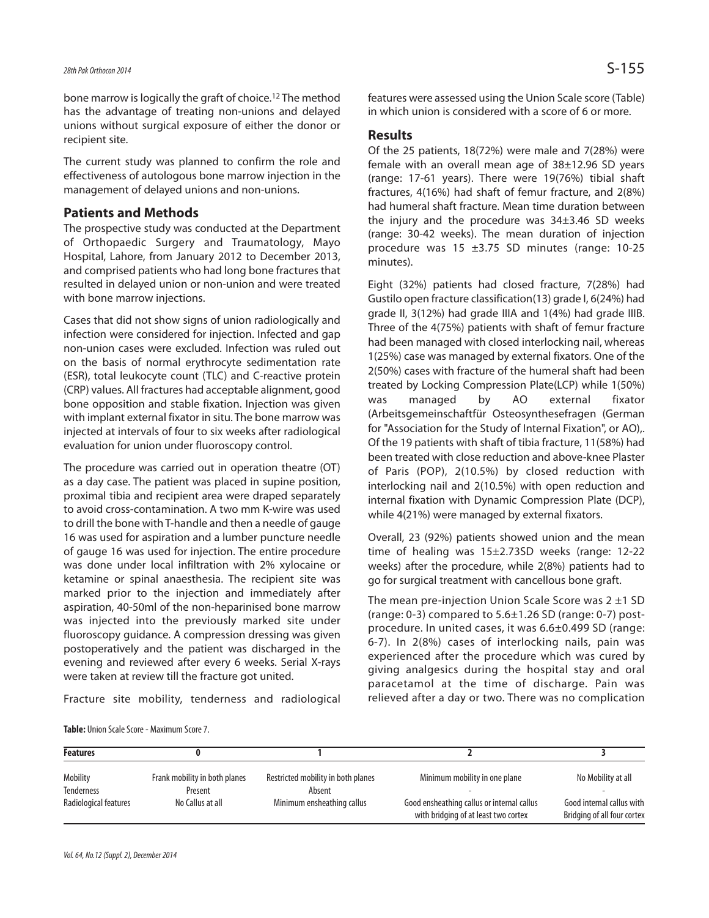bone marrow is logically the graft of choice.[12] The method has the advantage of treating non-unions and delayed unions without surgical exposure of either the donor or recipient site.

The current study was planned to confirm the role and effectiveness of autologous bone marrow injection in the management of delayed unions and non-unions.

## Patients and Methods

The prospective study was conducted at the Department of Orthopaedic Surgery and Traumatology, Mayo Hospital, Lahore, from January 2012 to December 2013, and comprised patients who had long bone fractures that resulted in delayed union or non-union and were treated with bone marrow injections.

Cases that did not show signs of union radiologically and infection were considered for injection. Infected and gap non-union cases were excluded. Infection was ruled out on the basis of normal erythrocyte sedimentation rate (ESR), total leukocyte count (TLC) and C-reactive protein (CRP) values. All fractures had acceptable alignment, good bone opposition and stable fixation. Injection was given with implant external fixator in situ. The bone marrow was injected at intervals of four to six weeks after radiological evaluation for union under fluoroscopy control.

The procedure was carried out in operation theatre (OT) as a day case. The patient was placed in supine position, proximal tibia and recipient area were draped separately to avoid cross-contamination. A two mm K-wire was used to drill the bone with T-handle and then a needle of gauge 16 was used for aspiration and a lumber puncture needle of gauge 16 was used for injection. The entire procedure was done under local infiltration with 2% xylocaine or ketamine or spinal anaesthesia. The recipient site was marked prior to the injection and immediately after aspiration, 40-50ml of the non-heparinised bone marrow was injected into the previously marked site under fluoroscopy guidance. A compression dressing was given postoperatively and the patient was discharged in the evening and reviewed after every 6 weeks. Serial X-rays were taken at review till the fracture got united.

Fracture site mobility, tenderness and radiological features were assessed using the Union Scale score (Table) in which union is considered with a score of 6 or more.

## Results

Of the 25 patients, 18(72%) were male and 7(28%) were female with an overall mean age of 38±12.96 SD years (range: 17-61 years). There were 19(76%) tibial shaft fractures, 4(16%) had shaft of femur fracture, and 2(8%) had humeral shaft fracture. Mean time duration between the injury and the procedure was 34±3.46 SD weeks (range: 30-42 weeks). The mean duration of injection procedure was 15 ±3.75 SD minutes (range: 10-25 minutes).

Eight (32%) patients had closed fracture, 7(28%) had Gustilo open fracture classification(13) grade I, 6(24%) had grade II, 3(12%) had grade IIIA and 1(4%) had grade IIIB. Three of the 4(75%) patients with shaft of femur fracture had been managed with closed interlocking nail, whereas 1(25%) case was managed by external fixators. One of the 2(50%) cases with fracture of the humeral shaft had been treated by Locking Compression Plate(LCP) while 1(50%) was managed by AO external fixator (Arbeitsgemeinschaftfür Osteosynthesefragen (German for "Association for the Study of Internal Fixation", or AO),. Of the 19 patients with shaft of tibia fracture, 11(58%) had been treated with close reduction and above-knee Plaster of Paris (POP), 2(10.5%) by closed reduction with interlocking nail and 2(10.5%) with open reduction and internal fixation with Dynamic Compression Plate (DCP), while 4(21%) were managed by external fixators.

Overall, 23 (92%) patients showed union and the mean time of healing was 15±2.73SD weeks (range: 12-22 weeks) after the procedure, while 2(8%) patients had to go for surgical treatment with cancellous bone graft.

The mean pre-injection Union Scale Score was 2 ±1 SD (range: 0-3) compared to 5.6±1.26 SD (range: 0-7) post-procedure. In united cases, it was 6.6±0.499 SD (range: 6-7). In 2(8%) cases of interlocking nails, pain was experienced after the procedure which was cured by giving analgesics during the hospital stay and oral paracetamol at the time of discharge. Pain was relieved after a day or two. There was no complication

**Table:** Union Scale Score - Maximum Score 7.

| Features | 0 | 1 | 2 | 3 |
|---|---|---|---|---|
| Mobility | Frank mobility in both planes | Restricted mobility in both planes | Minimum mobility in one plane | No Mobility at all |
| Tenderness | Present | Absent | - | - |
| Radiological features | No Callus at all | Minimum ensheathing callus | Good ensheathing callus or internal callus with bridging of at least two cortex | Good internal callus with Bridging of all four cortex |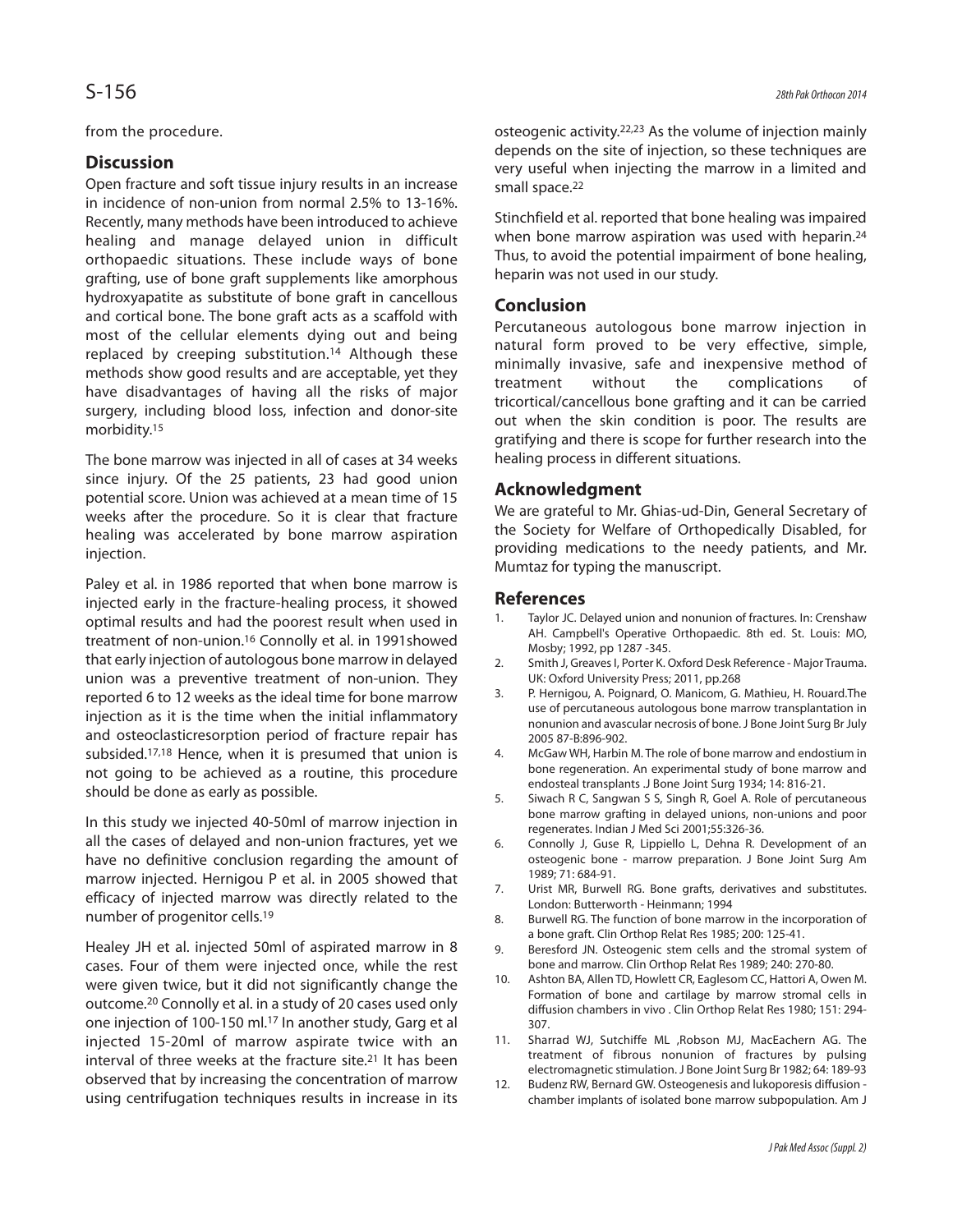from the procedure.

## Discussion

Open fracture and soft tissue injury results in an increase in incidence of non-union from normal 2.5% to 13-16%. Recently, many methods have been introduced to achieve healing and manage delayed union in difficult orthopaedic situations. These include ways of bone grafting, use of bone graft supplements like amorphous hydroxyapatite as substitute of bone graft in cancellous and cortical bone. The bone graft acts as a scaffold with most of the cellular elements dying out and being replaced by creeping substitution.[14] Although these methods show good results and are acceptable, yet they have disadvantages of having all the risks of major surgery, including blood loss, infection and donor-site morbidity.[15]

The bone marrow was injected in all of cases at 34 weeks since injury. Of the 25 patients, 23 had good union potential score. Union was achieved at a mean time of 15 weeks after the procedure. So it is clear that fracture healing was accelerated by bone marrow aspiration injection.

Paley et al. in 1986 reported that when bone marrow is injected early in the fracture-healing process, it showed optimal results and had the poorest result when used in treatment of non-union.[16] Connolly et al. in 1991showed that early injection of autologous bone marrow in delayed union was a preventive treatment of non-union. They reported 6 to 12 weeks as the ideal time for bone marrow injection as it is the time when the initial inflammatory and osteoclasticresorption period of fracture repair has subsided.[17,18] Hence, when it is presumed that union is not going to be achieved as a routine, this procedure should be done as early as possible.

In this study we injected 40-50ml of marrow injection in all the cases of delayed and non-union fractures, yet we have no definitive conclusion regarding the amount of marrow injected. Hernigou P et al. in 2005 showed that efficacy of injected marrow was directly related to the number of progenitor cells.[19]

Healey JH et al. injected 50ml of aspirated marrow in 8 cases. Four of them were injected once, while the rest were given twice, but it did not significantly change the outcome.[20] Connolly et al. in a study of 20 cases used only one injection of 100-150 ml.[17] In another study, Garg et al injected 15-20ml of marrow aspirate twice with an interval of three weeks at the fracture site.[21] It has been observed that by increasing the concentration of marrow using centrifugation techniques results in increase in its osteogenic activity.[22,23] As the volume of injection mainly depends on the site of injection, so these techniques are very useful when injecting the marrow in a limited and small space.[22]

Stinchfield et al. reported that bone healing was impaired when bone marrow aspiration was used with heparin.[24] Thus, to avoid the potential impairment of bone healing, heparin was not used in our study.

## Conclusion

Percutaneous autologous bone marrow injection in natural form proved to be very effective, simple, minimally invasive, safe and inexpensive method of treatment without the complications of tricortical/cancellous bone grafting and it can be carried out when the skin condition is poor. The results are gratifying and there is scope for further research into the healing process in different situations.

## Acknowledgment

We are grateful to Mr. Ghias-ud-Din, General Secretary of the Society for Welfare of Orthopedically Disabled, for providing medications to the needy patients, and Mr. Mumtaz for typing the manuscript.

## References

1. Taylor JC. Delayed union and nonunion of fractures. In: Crenshaw AH. Campbell's Operative Orthopaedic. 8th ed. St. Louis: MO, Mosby; 1992, pp 1287 -345.
2. Smith J, Greaves I, Porter K. Oxford Desk Reference - Major Trauma. UK: Oxford University Press; 2011, pp.268
3. P. Hernigou, A. Poignard, O. Manicom, G. Mathieu, H. Rouard.The use of percutaneous autologous bone marrow transplantation in nonunion and avascular necrosis of bone. J Bone Joint Surg Br July 2005 87-B:896-902.
4. McGaw WH, Harbin M. The role of bone marrow and endostium in bone regeneration. An experimental study of bone marrow and endosteal transplants .J Bone Joint Surg 1934; 14: 816-21.
5. Siwach R C, Sangwan S S, Singh R, Goel A. Role of percutaneous bone marrow grafting in delayed unions, non-unions and poor regenerates. Indian J Med Sci 2001;55:326-36.
6. Connolly J, Guse R, Lippiello L, Dehna R. Development of an osteogenic bone - marrow preparation. J Bone Joint Surg Am 1989; 71: 684-91.
7. Urist MR, Burwell RG. Bone grafts, derivatives and substitutes. London: Butterworth - Heinmann; 1994
8. Burwell RG. The function of bone marrow in the incorporation of a bone graft. Clin Orthop Relat Res 1985; 200: 125-41.
9. Beresford JN. Osteogenic stem cells and the stromal system of bone and marrow. Clin Orthop Relat Res 1989; 240: 270-80.
10. Ashton BA, Allen TD, Howlett CR, Eaglesom CC, Hattori A, Owen M. Formation of bone and cartilage by marrow stromal cells in diffusion chambers in vivo . Clin Orthop Relat Res 1980; 151: 294-307.
11. Sharrad WJ, Sutchiffe ML ,Robson MJ, MacEachern AG. The treatment of fibrous nonunion of fractures by pulsing electromagnetic stimulation. J Bone Joint Surg Br 1982; 64: 189-93
12. Budenz RW, Bernard GW. Osteogenesis and lukoporesis diffusion - chamber implants of isolated bone marrow subpopulation. Am J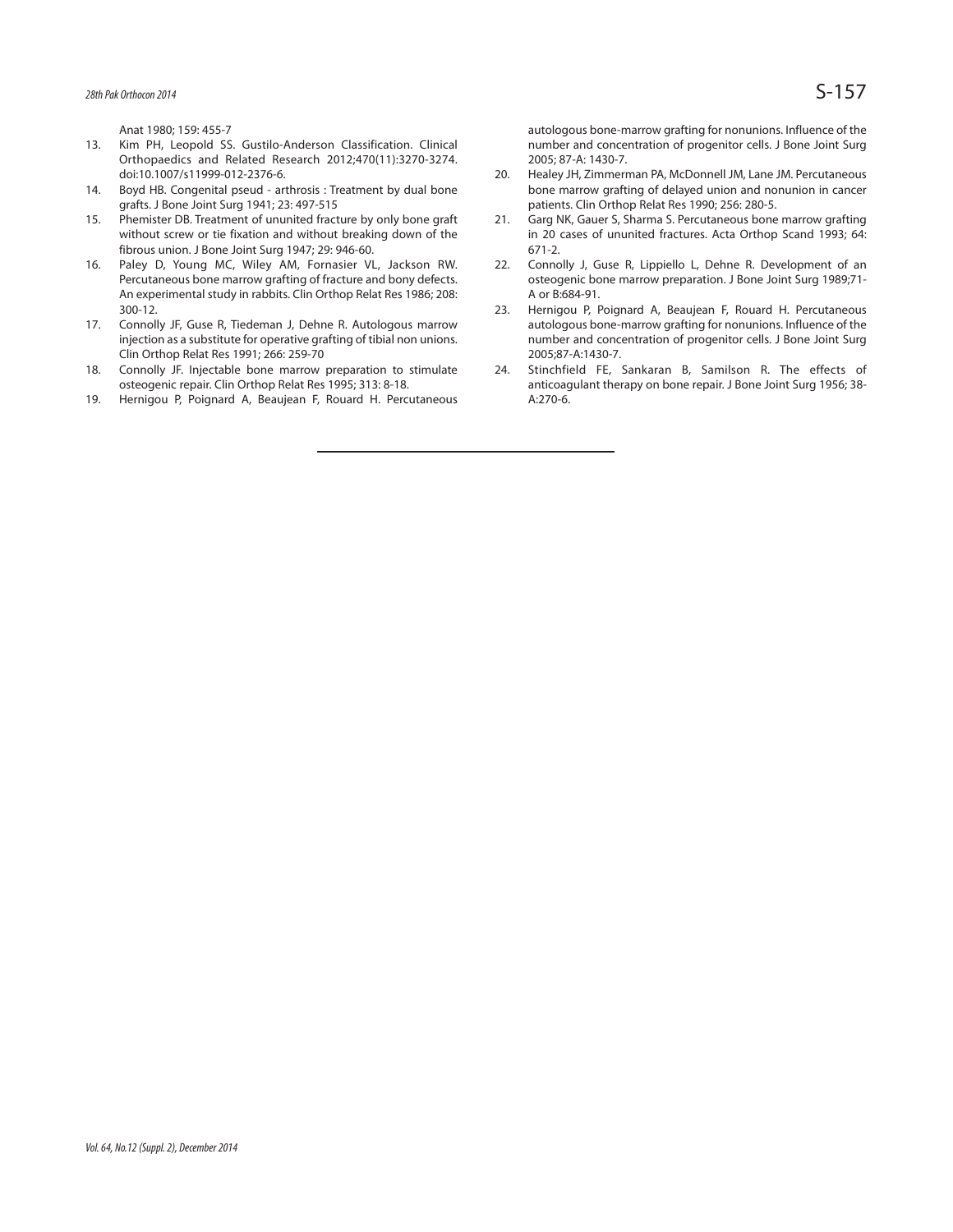Anat 1980; 159: 455-7

13. Kim PH, Leopold SS. Gustilo-Anderson Classification. Clinical Orthopaedics and Related Research 2012;470(11):3270-3274. doi:10.1007/s11999-012-2376-6.
14. Boyd HB. Congenital pseud - arthrosis : Treatment by dual bone grafts. J Bone Joint Surg 1941; 23: 497-515
15. Phemister DB. Treatment of ununited fracture by only bone graft without screw or tie fixation and without breaking down of the fibrous union. J Bone Joint Surg 1947; 29: 946-60.
16. Paley D, Young MC, Wiley AM, Fornasier VL, Jackson RW. Percutaneous bone marrow grafting of fracture and bony defects. An experimental study in rabbits. Clin Orthop Relat Res 1986; 208: 300-12.
17. Connolly JF, Guse R, Tiedeman J, Dehne R. Autologous marrow injection as a substitute for operative grafting of tibial non unions. Clin Orthop Relat Res 1991; 266: 259-70
18. Connolly JF. Injectable bone marrow preparation to stimulate osteogenic repair. Clin Orthop Relat Res 1995; 313: 8-18.
19. Hernigou P, Poignard A, Beaujean F, Rouard H. Percutaneous autologous bone-marrow grafting for nonunions. Influence of the number and concentration of progenitor cells. J Bone Joint Surg 2005; 87-A: 1430-7.
20. Healey JH, Zimmerman PA, McDonnell JM, Lane JM. Percutaneous bone marrow grafting of delayed union and nonunion in cancer patients. Clin Orthop Relat Res 1990; 256: 280-5.
21. Garg NK, Gauer S, Sharma S. Percutaneous bone marrow grafting in 20 cases of ununited fractures. Acta Orthop Scand 1993; 64: 671-2.
22. Connolly J, Guse R, Lippiello L, Dehne R. Development of an osteogenic bone marrow preparation. J Bone Joint Surg 1989;71-A or B:684-91.
23. Hernigou P, Poignard A, Beaujean F, Rouard H. Percutaneous autologous bone-marrow grafting for nonunions. Influence of the number and concentration of progenitor cells. J Bone Joint Surg 2005;87-A:1430-7.
24. Stinchfield FE, Sankaran B, Samilson R. The effects of anticoagulant therapy on bone repair. J Bone Joint Surg 1956; 38-A:270-6.